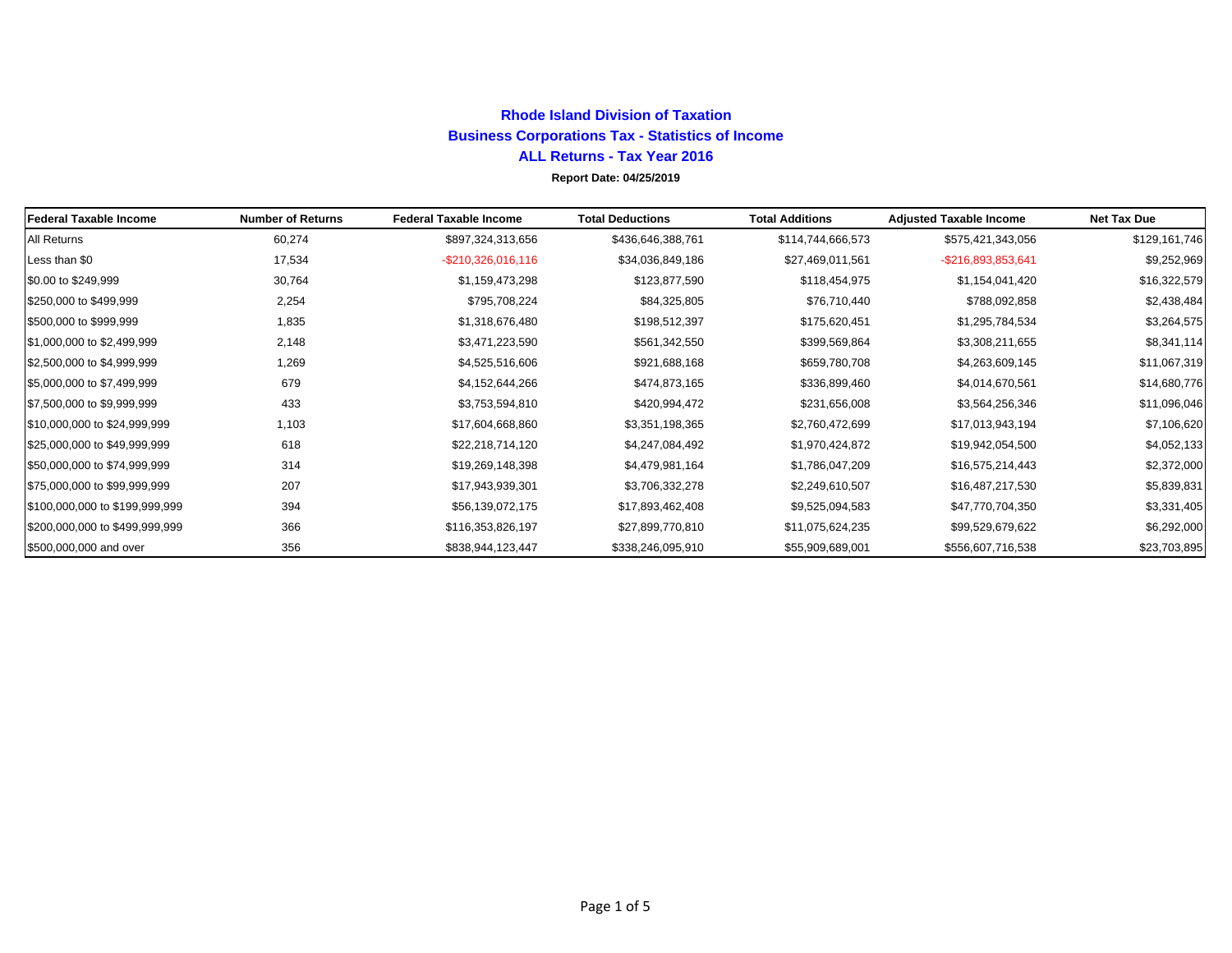# Rhode Island Division of Taxation

## Business Corporations Tax - Statistics of Income

## ALL Returns - Tax Year 2016

**Report Date: 04/25/2019**

| Federal Taxable Income | Number of Returns | Federal Taxable Income | Total Deductions | Total Additions | Adjusted Taxable Income | Net Tax Due |
|---|---|---|---|---|---|---|
| All Returns | 60,274 | $897,324,313,656 | $436,646,388,761 | $114,744,666,573 | $575,421,343,056 | $129,161,746 |
| Less than $0 | 17,534 | -$210,326,016,116 | $34,036,849,186 | $27,469,011,561 | -$216,893,853,641 | $9,252,969 |
| $0.00 to $249,999 | 30,764 | $1,159,473,298 | $123,877,590 | $118,454,975 | $1,154,041,420 | $16,322,579 |
| $250,000 to $499,999 | 2,254 | $795,708,224 | $84,325,805 | $76,710,440 | $788,092,858 | $2,438,484 |
| $500,000 to $999,999 | 1,835 | $1,318,676,480 | $198,512,397 | $175,620,451 | $1,295,784,534 | $3,264,575 |
| $1,000,000 to $2,499,999 | 2,148 | $3,471,223,590 | $561,342,550 | $399,569,864 | $3,308,211,655 | $8,341,114 |
| $2,500,000 to $4,999,999 | 1,269 | $4,525,516,606 | $921,688,168 | $659,780,708 | $4,263,609,145 | $11,067,319 |
| $5,000,000 to $7,499,999 | 679 | $4,152,644,266 | $474,873,165 | $336,899,460 | $4,014,670,561 | $14,680,776 |
| $7,500,000 to $9,999,999 | 433 | $3,753,594,810 | $420,994,472 | $231,656,008 | $3,564,256,346 | $11,096,046 |
| $10,000,000 to $24,999,999 | 1,103 | $17,604,668,860 | $3,351,198,365 | $2,760,472,699 | $17,013,943,194 | $7,106,620 |
| $25,000,000 to $49,999,999 | 618 | $22,218,714,120 | $4,247,084,492 | $1,970,424,872 | $19,942,054,500 | $4,052,133 |
| $50,000,000 to $74,999,999 | 314 | $19,269,148,398 | $4,479,981,164 | $1,786,047,209 | $16,575,214,443 | $2,372,000 |
| $75,000,000 to $99,999,999 | 207 | $17,943,939,301 | $3,706,332,278 | $2,249,610,507 | $16,487,217,530 | $5,839,831 |
| $100,000,000 to $199,999,999 | 394 | $56,139,072,175 | $17,893,462,408 | $9,525,094,583 | $47,770,704,350 | $3,331,405 |
| $200,000,000 to $499,999,999 | 366 | $116,353,826,197 | $27,899,770,810 | $11,075,624,235 | $99,529,679,622 | $6,292,000 |
| $500,000,000 and over | 356 | $838,944,123,447 | $338,246,095,910 | $55,909,689,001 | $556,607,716,538 | $23,703,895 |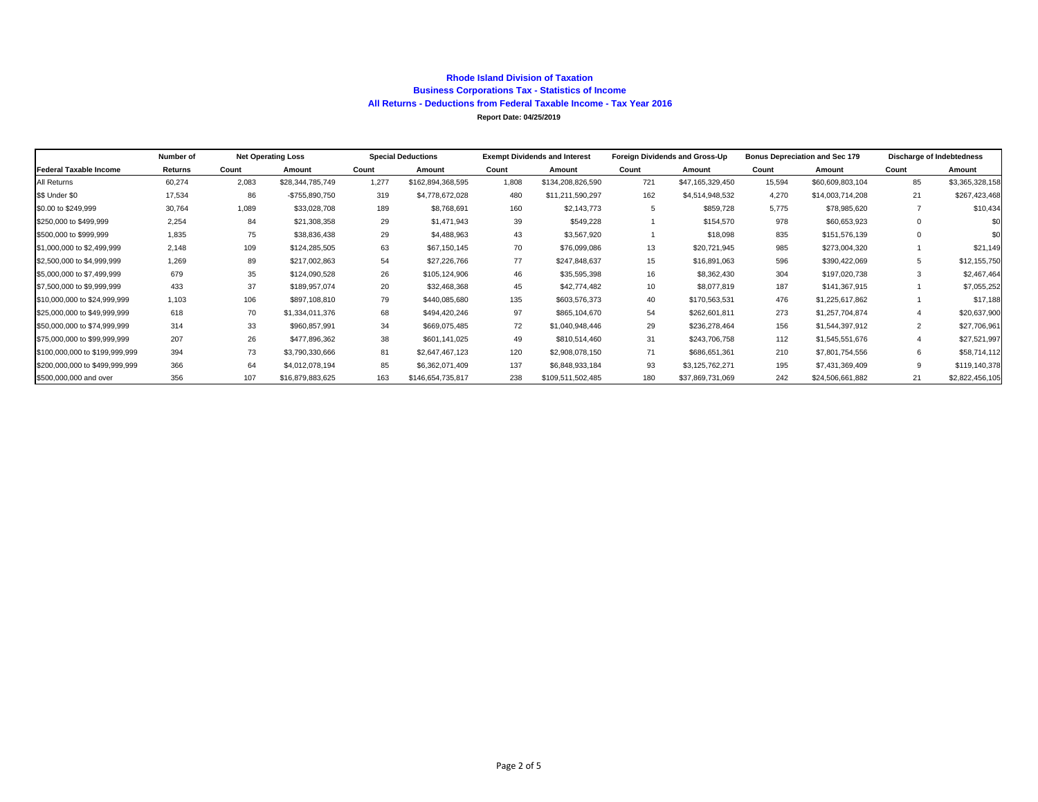# Rhode Island Division of Taxation

## Business Corporations Tax - Statistics of Income

### All Returns - Deductions from Federal Taxable Income - Tax Year 2016

**Report Date: 04/25/2019**

| | Number of | Net Operating Loss | | Special Deductions | | Exempt Dividends and Interest | | Foreign Dividends and Gross-Up | | Bonus Depreciation and Sec 179 | | Discharge of Indebtedness | |
|---|---|---|---|---|---|---|---|---|---|---|---|---|---|
| **Federal Taxable Income** | **Returns** | **Count** | **Amount** | **Count** | **Amount** | **Count** | **Amount** | **Count** | **Amount** | **Count** | **Amount** | **Count** | **Amount** |
| All Returns | 60,274 | 2,083 | $28,344,785,749 | 1,277 | $162,894,368,595 | 1,808 | $134,208,826,590 | 721 | $47,165,329,450 | 15,594 | $60,609,803,104 | 85 | $3,365,328,158 |
| $$ Under $0 | 17,534 | 86 | -$755,890,750 | 319 | $4,778,672,028 | 480 | $11,211,590,297 | 162 | $4,514,948,532 | 4,270 | $14,003,714,208 | 21 | $267,423,468 |
| $0.00 to $249,999 | 30,764 | 1,089 | $33,028,708 | 189 | $8,768,691 | 160 | $2,143,773 | 5 | $859,728 | 5,775 | $78,985,620 | 7 | $10,434 |
| $250,000 to $499,999 | 2,254 | 84 | $21,308,358 | 29 | $1,471,943 | 39 | $549,228 | 1 | $154,570 | 978 | $60,653,923 | 0 | $0 |
| $500,000 to $999,999 | 1,835 | 75 | $38,836,438 | 29 | $4,488,963 | 43 | $3,567,920 | 1 | $18,098 | 835 | $151,576,139 | 0 | $0 |
| $1,000,000 to $2,499,999 | 2,148 | 109 | $124,285,505 | 63 | $67,150,145 | 70 | $76,099,086 | 13 | $20,721,945 | 985 | $273,004,320 | 1 | $21,149 |
| $2,500,000 to $4,999,999 | 1,269 | 89 | $217,002,863 | 54 | $27,226,766 | 77 | $247,848,637 | 15 | $16,891,063 | 596 | $390,422,069 | 5 | $12,155,750 |
| $5,000,000 to $7,499,999 | 679 | 35 | $124,090,528 | 26 | $105,124,906 | 46 | $35,595,398 | 16 | $8,362,430 | 304 | $197,020,738 | 3 | $2,467,464 |
| $7,500,000 to $9,999,999 | 433 | 37 | $189,957,074 | 20 | $32,468,368 | 45 | $42,774,482 | 10 | $8,077,819 | 187 | $141,367,915 | 1 | $7,055,252 |
| $10,000,000 to $24,999,999 | 1,103 | 106 | $897,108,810 | 79 | $440,085,680 | 135 | $603,576,373 | 40 | $170,563,531 | 476 | $1,225,617,862 | 1 | $17,188 |
| $25,000,000 to $49,999,999 | 618 | 70 | $1,334,011,376 | 68 | $494,420,246 | 97 | $865,104,670 | 54 | $262,601,811 | 273 | $1,257,704,874 | 4 | $20,637,900 |
| $50,000,000 to $74,999,999 | 314 | 33 | $960,857,991 | 34 | $669,075,485 | 72 | $1,040,948,446 | 29 | $236,278,464 | 156 | $1,544,397,912 | 2 | $27,706,961 |
| $75,000,000 to $99,999,999 | 207 | 26 | $477,896,362 | 38 | $601,141,025 | 49 | $810,514,460 | 31 | $243,706,758 | 112 | $1,545,551,676 | 4 | $27,521,997 |
| $100,000,000 to $199,999,999 | 394 | 73 | $3,790,330,666 | 81 | $2,647,467,123 | 120 | $2,908,078,150 | 71 | $686,651,361 | 210 | $7,801,754,556 | 6 | $58,714,112 |
| $200,000,000 to $499,999,999 | 366 | 64 | $4,012,078,194 | 85 | $6,362,071,409 | 137 | $6,848,933,184 | 93 | $3,125,762,271 | 195 | $7,431,369,409 | 9 | $119,140,378 |
| $500,000,000 and over | 356 | 107 | $16,879,883,625 | 163 | $146,654,735,817 | 238 | $109,511,502,485 | 180 | $37,869,731,069 | 242 | $24,506,661,882 | 21 | $2,822,456,105 |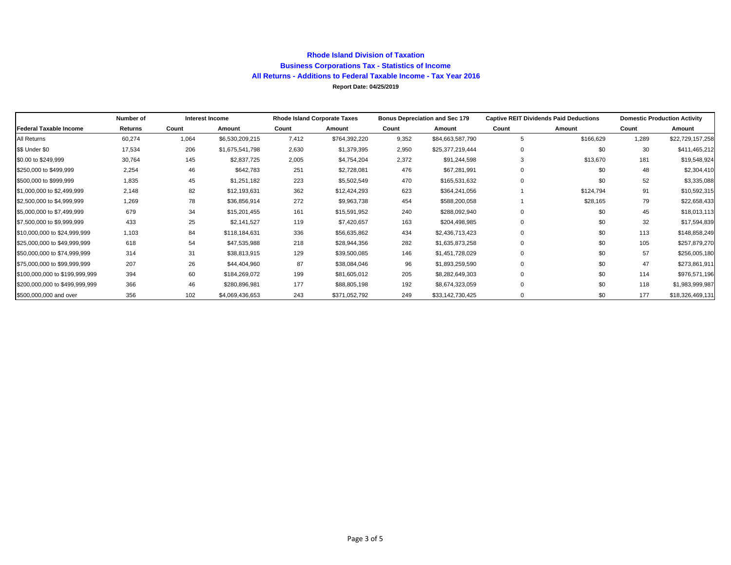# Rhode Island Division of Taxation

## Business Corporations Tax - Statistics of Income

### All Returns - Additions to Federal Taxable Income - Tax Year 2016

**Report Date: 04/25/2019**

| | Number of | Interest Income | | Rhode Island Corporate Taxes | | Bonus Depreciation and Sec 179 | | Captive REIT Dividends Paid Deductions | | Domestic Production Activity | |
|---|---|---|---|---|---|---|---|---|---|---|---|
| **Federal Taxable Income** | **Returns** | **Count** | **Amount** | **Count** | **Amount** | **Count** | **Amount** | **Count** | **Amount** | **Count** | **Amount** |
| All Returns | 60,274 | 1,064 | $6,530,209,215 | 7,412 | $764,392,220 | 9,352 | $84,663,587,790 | 5 | $166,629 | 1,289 | $22,729,157,258 |
| $$ Under $0 | 17,534 | 206 | $1,675,541,798 | 2,630 | $1,379,395 | 2,950 | $25,377,219,444 | 0 | $0 | 30 | $411,465,212 |
| $0.00 to $249,999 | 30,764 | 145 | $2,837,725 | 2,005 | $4,754,204 | 2,372 | $91,244,598 | 3 | $13,670 | 181 | $19,548,924 |
| $250,000 to $499,999 | 2,254 | 46 | $642,783 | 251 | $2,728,081 | 476 | $67,281,991 | 0 | $0 | 48 | $2,304,410 |
| $500,000 to $999,999 | 1,835 | 45 | $1,251,182 | 223 | $5,502,549 | 470 | $165,531,632 | 0 | $0 | 52 | $3,335,088 |
| $1,000,000 to $2,499,999 | 2,148 | 82 | $12,193,631 | 362 | $12,424,293 | 623 | $364,241,056 | 1 | $124,794 | 91 | $10,592,315 |
| $2,500,000 to $4,999,999 | 1,269 | 78 | $36,856,914 | 272 | $9,963,738 | 454 | $588,200,058 | 1 | $28,165 | 79 | $22,658,433 |
| $5,000,000 to $7,499,999 | 679 | 34 | $15,201,455 | 161 | $15,591,952 | 240 | $288,092,940 | 0 | $0 | 45 | $18,013,113 |
| $7,500,000 to $9,999,999 | 433 | 25 | $2,141,527 | 119 | $7,420,657 | 163 | $204,498,985 | 0 | $0 | 32 | $17,594,839 |
| $10,000,000 to $24,999,999 | 1,103 | 84 | $118,184,631 | 336 | $56,635,862 | 434 | $2,436,713,423 | 0 | $0 | 113 | $148,858,249 |
| $25,000,000 to $49,999,999 | 618 | 54 | $47,535,988 | 218 | $28,944,356 | 282 | $1,635,873,258 | 0 | $0 | 105 | $257,879,270 |
| $50,000,000 to $74,999,999 | 314 | 31 | $38,813,915 | 129 | $39,500,085 | 146 | $1,451,728,029 | 0 | $0 | 57 | $256,005,180 |
| $75,000,000 to $99,999,999 | 207 | 26 | $44,404,960 | 87 | $38,084,046 | 96 | $1,893,259,590 | 0 | $0 | 47 | $273,861,911 |
| $100,000,000 to $199,999,999 | 394 | 60 | $184,269,072 | 199 | $81,605,012 | 205 | $8,282,649,303 | 0 | $0 | 114 | $976,571,196 |
| $200,000,000 to $499,999,999 | 366 | 46 | $280,896,981 | 177 | $88,805,198 | 192 | $8,674,323,059 | 0 | $0 | 118 | $1,983,999,987 |
| $500,000,000 and over | 356 | 102 | $4,069,436,653 | 243 | $371,052,792 | 249 | $33,142,730,425 | 0 | $0 | 177 | $18,326,469,131 |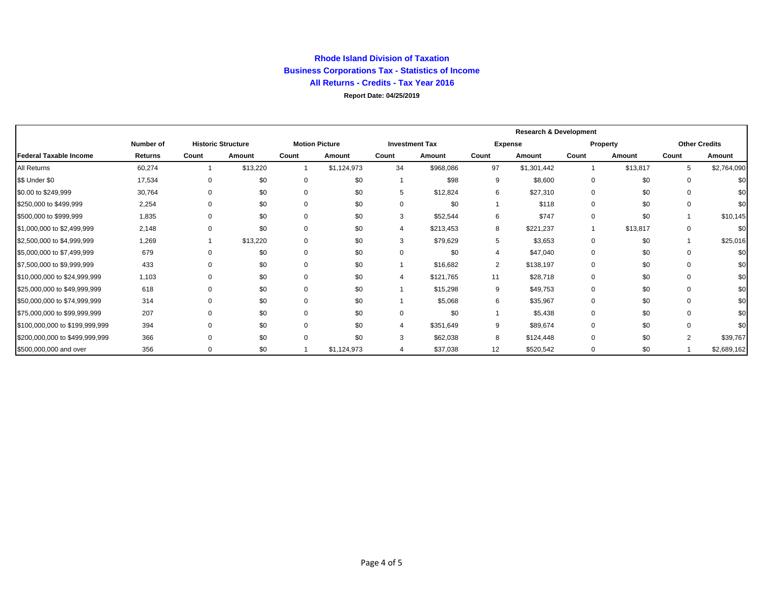**Rhode Island Division of Taxation**

**Business Corporations Tax - Statistics of Income**

**All Returns - Credits - Tax Year 2016**

**Report Date: 04/25/2019**

| | | | | | | | | Research & Development | | | | | |
|---|---|---|---|---|---|---|---|---|---|---|---|---|---|
| | Number of | Historic Structure | | Motion Picture | | Investment Tax | | Expense | | Property | | Other Credits | |
| Federal Taxable Income | Returns | Count | Amount | Count | Amount | Count | Amount | Count | Amount | Count | Amount | Count | Amount |
| All Returns | 60,274 | 1 | $13,220 | 1 | $1,124,973 | 34 | $968,086 | 97 | $1,301,442 | 1 | $13,817 | 5 | $2,764,090 |
| $$ Under $0 | 17,534 | 0 | $0 | 0 | $0 | 1 | $98 | 9 | $8,600 | 0 | $0 | 0 | $0 |
| $0.00 to $249,999 | 30,764 | 0 | $0 | 0 | $0 | 5 | $12,824 | 6 | $27,310 | 0 | $0 | 0 | $0 |
| $250,000 to $499,999 | 2,254 | 0 | $0 | 0 | $0 | 0 | $0 | 1 | $118 | 0 | $0 | 0 | $0 |
| $500,000 to $999,999 | 1,835 | 0 | $0 | 0 | $0 | 3 | $52,544 | 6 | $747 | 0 | $0 | 1 | $10,145 |
| $1,000,000 to $2,499,999 | 2,148 | 0 | $0 | 0 | $0 | 4 | $213,453 | 8 | $221,237 | 1 | $13,817 | 0 | $0 |
| $2,500,000 to $4,999,999 | 1,269 | 1 | $13,220 | 0 | $0 | 3 | $79,629 | 5 | $3,653 | 0 | $0 | 1 | $25,016 |
| $5,000,000 to $7,499,999 | 679 | 0 | $0 | 0 | $0 | 0 | $0 | 4 | $47,040 | 0 | $0 | 0 | $0 |
| $7,500,000 to $9,999,999 | 433 | 0 | $0 | 0 | $0 | 1 | $16,682 | 2 | $138,197 | 0 | $0 | 0 | $0 |
| $10,000,000 to $24,999,999 | 1,103 | 0 | $0 | 0 | $0 | 4 | $121,765 | 11 | $28,718 | 0 | $0 | 0 | $0 |
| $25,000,000 to $49,999,999 | 618 | 0 | $0 | 0 | $0 | 1 | $15,298 | 9 | $49,753 | 0 | $0 | 0 | $0 |
| $50,000,000 to $74,999,999 | 314 | 0 | $0 | 0 | $0 | 1 | $5,068 | 6 | $35,967 | 0 | $0 | 0 | $0 |
| $75,000,000 to $99,999,999 | 207 | 0 | $0 | 0 | $0 | 0 | $0 | 1 | $5,438 | 0 | $0 | 0 | $0 |
| $100,000,000 to $199,999,999 | 394 | 0 | $0 | 0 | $0 | 4 | $351,649 | 9 | $89,674 | 0 | $0 | 0 | $0 |
| $200,000,000 to $499,999,999 | 366 | 0 | $0 | 0 | $0 | 3 | $62,038 | 8 | $124,448 | 0 | $0 | 2 | $39,767 |
| $500,000,000 and over | 356 | 0 | $0 | 1 | $1,124,973 | 4 | $37,038 | 12 | $520,542 | 0 | $0 | 1 | $2,689,162 |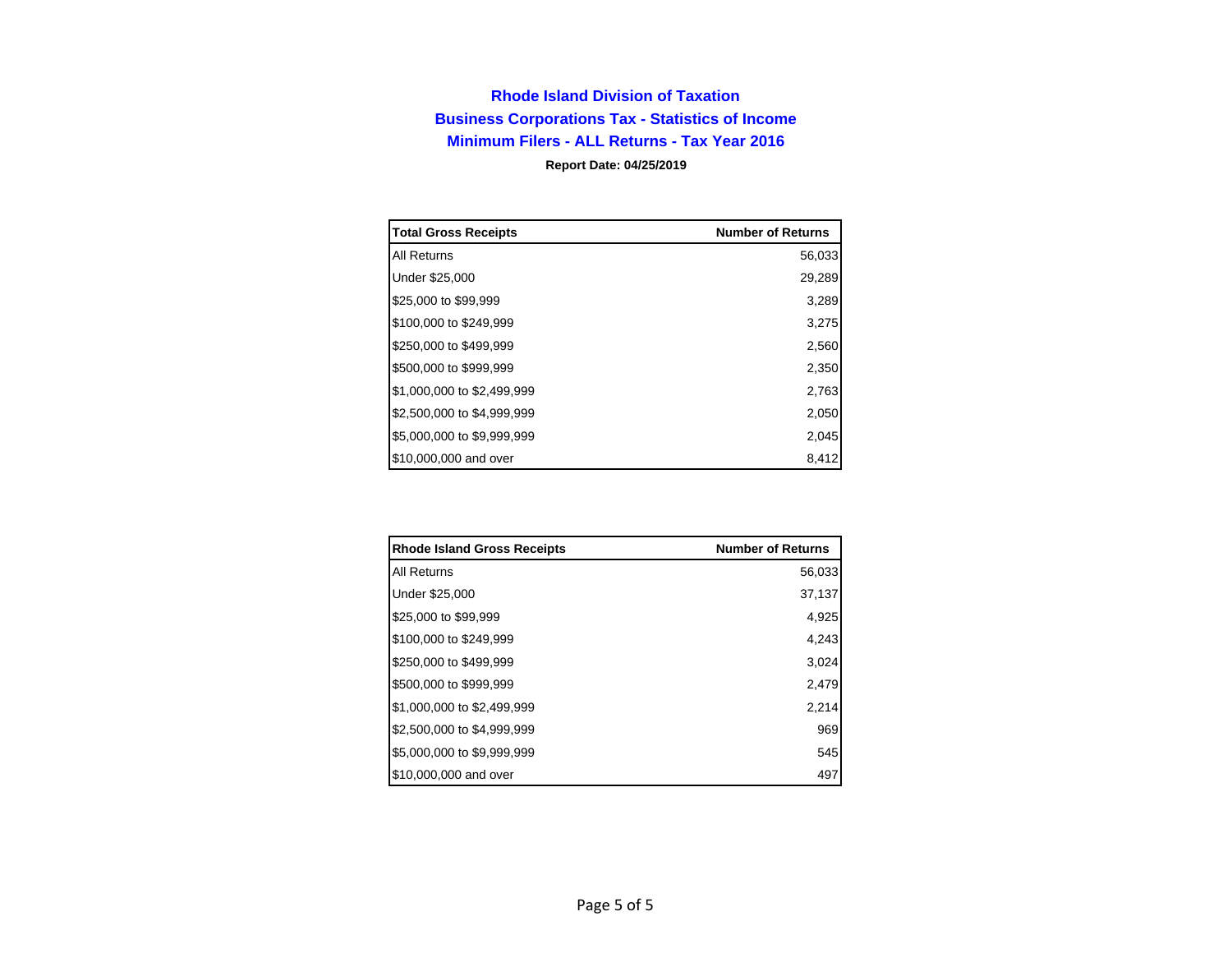# Rhode Island Division of Taxation

## Business Corporations Tax - Statistics of Income

## Minimum Filers - ALL Returns - Tax Year 2016

**Report Date: 04/25/2019**

| Total Gross Receipts | Number of Returns |
|---|---|
| All Returns | 56,033 |
| Under $25,000 | 29,289 |
| $25,000 to $99,999 | 3,289 |
| $100,000 to $249,999 | 3,275 |
| $250,000 to $499,999 | 2,560 |
| $500,000 to $999,999 | 2,350 |
| $1,000,000 to $2,499,999 | 2,763 |
| $2,500,000 to $4,999,999 | 2,050 |
| $5,000,000 to $9,999,999 | 2,045 |
| $10,000,000 and over | 8,412 |

| Rhode Island Gross Receipts | Number of Returns |
|---|---|
| All Returns | 56,033 |
| Under $25,000 | 37,137 |
| $25,000 to $99,999 | 4,925 |
| $100,000 to $249,999 | 4,243 |
| $250,000 to $499,999 | 3,024 |
| $500,000 to $999,999 | 2,479 |
| $1,000,000 to $2,499,999 | 2,214 |
| $2,500,000 to $4,999,999 | 969 |
| $5,000,000 to $9,999,999 | 545 |
| $10,000,000 and over | 497 |